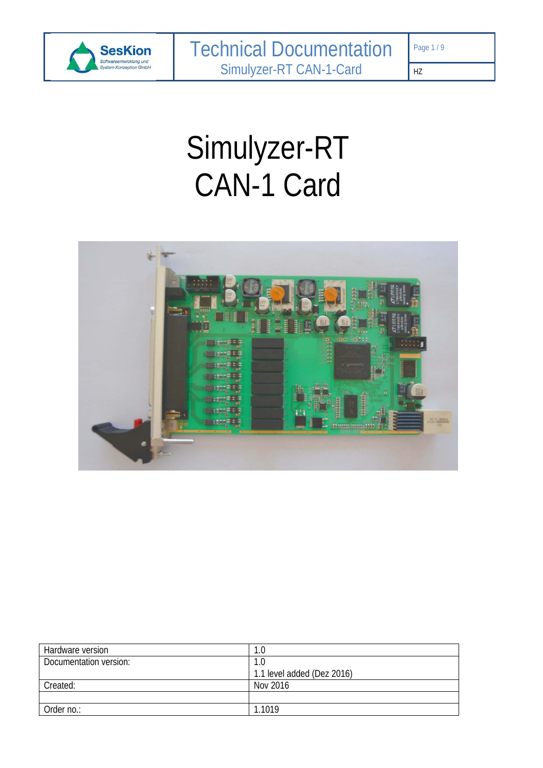# Simulyzer-RT
# CAN-1 Card

| Hardware version | 1.0 |
| --- | --- |
| Documentation version: | 1.0<br>1.1 level added (Dez 2016) |
| Created: | Nov 2016 |
| | |
| Order no.: | 1.1019 |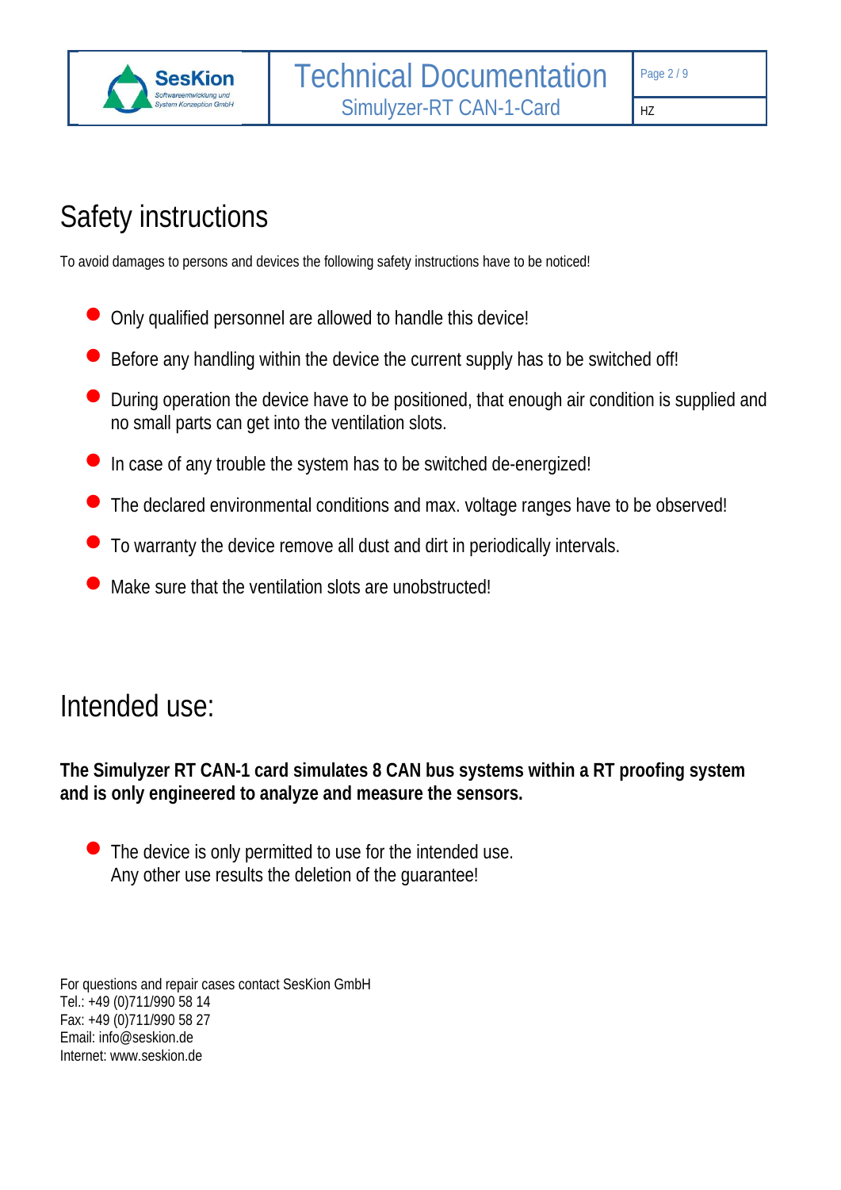# Safety instructions

To avoid damages to persons and devices the following safety instructions have to be noticed!

- Only qualified personnel are allowed to handle this device!
- Before any handling within the device the current supply has to be switched off!
- During operation the device have to be positioned, that enough air condition is supplied and no small parts can get into the ventilation slots.
- In case of any trouble the system has to be switched de-energized!
- The declared environmental conditions and max. voltage ranges have to be observed!
- To warranty the device remove all dust and dirt in periodically intervals.
- Make sure that the ventilation slots are unobstructed!

# Intended use:

**The Simulyzer RT CAN-1 card simulates 8 CAN bus systems within a RT proofing system and is only engineered to analyze and measure the sensors.**

- The device is only permitted to use for the intended use.
  Any other use results the deletion of the guarantee!

For questions and repair cases contact SesKion GmbH
Tel.: +49 (0)711/990 58 14
Fax: +49 (0)711/990 58 27
Email: info@seskion.de
Internet: www.seskion.de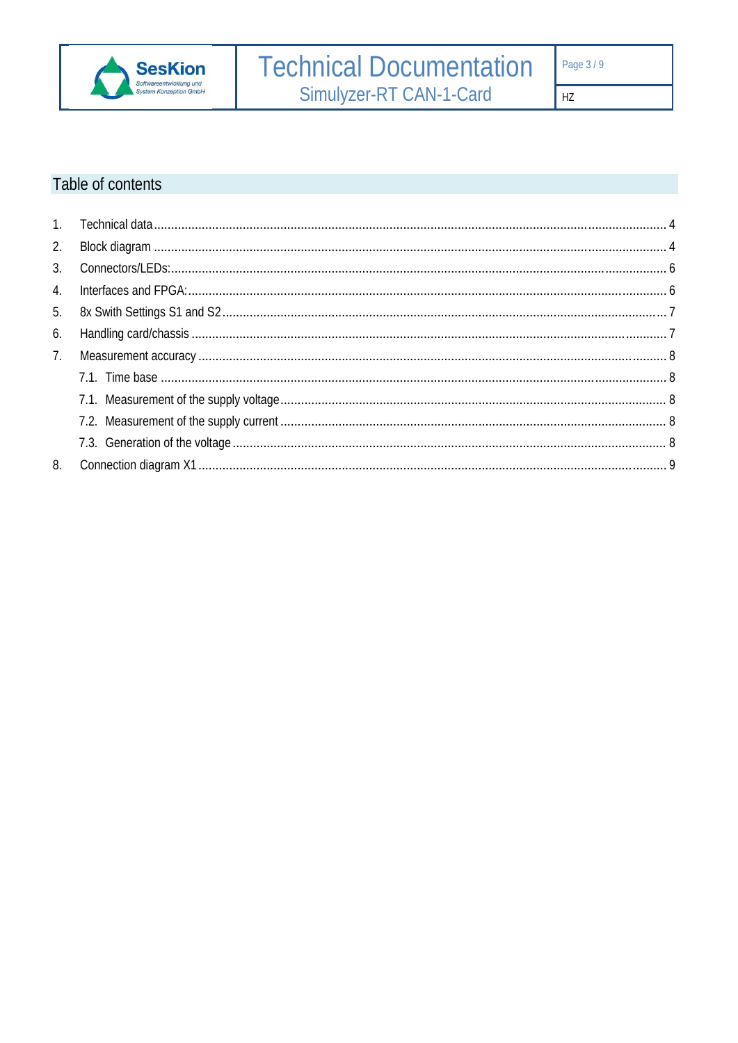## Table of contents

1. Technical data ........ 4
2. Block diagram ........ 4
3. Connectors/LEDs: ........ 6
4. Interfaces and FPGA: ........ 6
5. 8x Swith Settings S1 and S2 ........ 7
6. Handling card/chassis ........ 7
7. Measurement accuracy ........ 8
   - 7.1. Time base ........ 8
   - 7.1. Measurement of the supply voltage ........ 8
   - 7.2. Measurement of the supply current ........ 8
   - 7.3. Generation of the voltage ........ 8
8. Connection diagram X1 ........ 9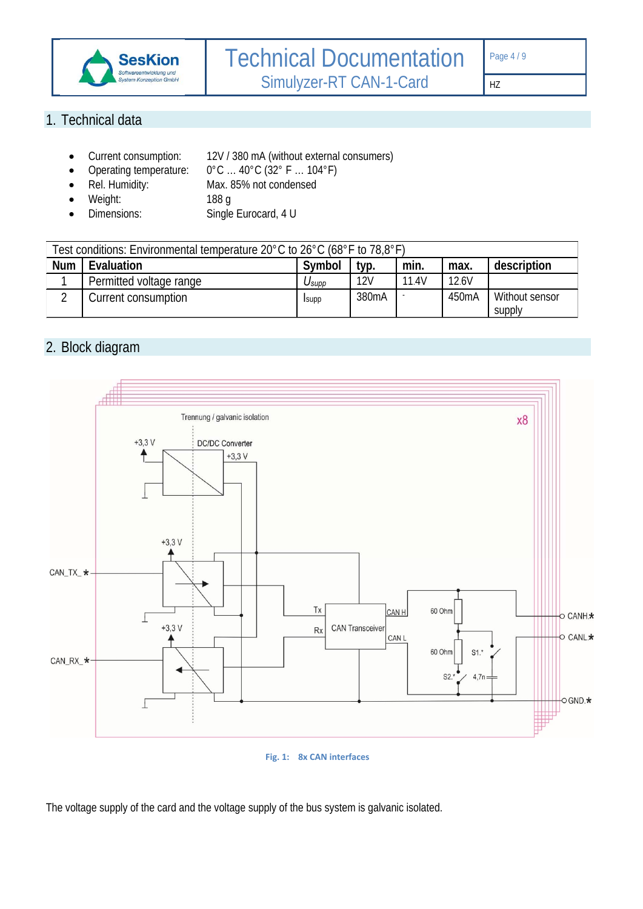## 1. Technical data

- Current consumption: 12V / 380 mA (without external consumers)
- Operating temperature: 0°C … 40°C (32° F … 104°F)
- Rel. Humidity: Max. 85% not condensed
- Weight: 188 g
- Dimensions: Single Eurocard, 4 U

| Test conditions: Environmental temperature 20°C to 26°C (68°F to 78,8°F) | | | | | | |
|---|---|---|---|---|---|---|
| **Num** | **Evaluation** | **Symbol** | **typ.** | **min.** | **max.** | **description** |
| 1 | Permitted voltage range | $U_{supp}$ | 12V | 11.4V | 12.6V | |
| 2 | Current consumption | $I_{supp}$ | 380mA | - | 450mA | Without sensor supply |

## 2. Block diagram

Fig. 1: 8x CAN interfaces

The voltage supply of the card and the voltage supply of the bus system is galvanic isolated.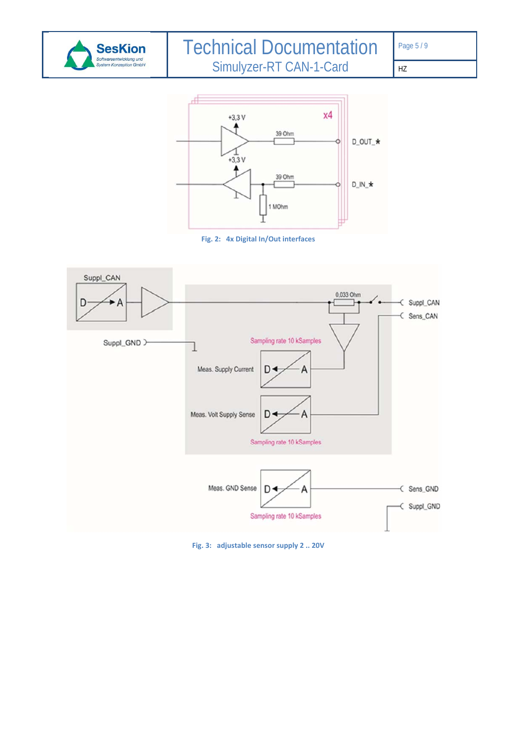Fig. 2: 4x Digital In/Out interfaces

Fig. 3: adjustable sensor supply 2 .. 20V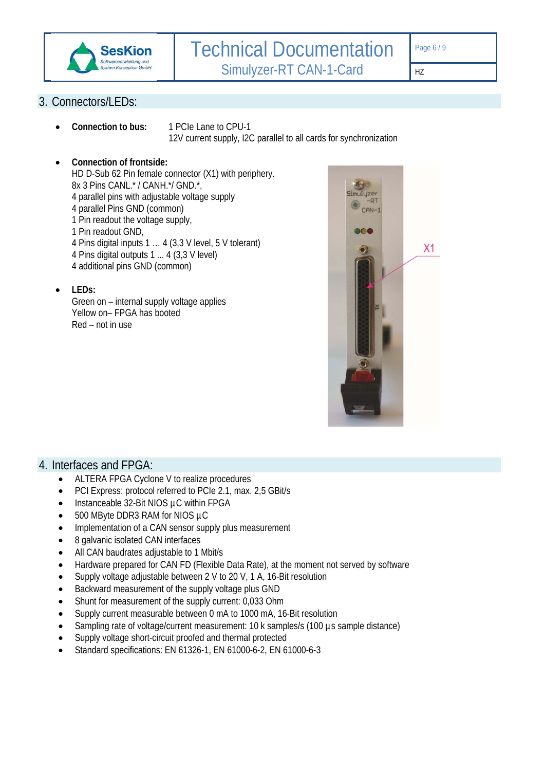## 3. Connectors/LEDs:

- **Connection to bus:** 1 PCIe Lane to CPU-1
  12V current supply, I2C parallel to all cards for synchronization

- **Connection of frontside:**
  HD D-Sub 62 Pin female connector (X1) with periphery.
  8x 3 Pins CANL.* / CANH.*/ GND.*,
  4 parallel pins with adjustable voltage supply
  4 parallel Pins GND (common)
  1 Pin readout the voltage supply,
  1 Pin readout GND,
  4 Pins digital inputs 1 … 4 (3,3 V level, 5 V tolerant)
  4 Pins digital outputs 1 ... 4 (3,3 V level)
  4 additional pins GND (common)

- **LEDs:**
  Green on – internal supply voltage applies
  Yellow on– FPGA has booted
  Red – not in use

## 4. Interfaces and FPGA:

- ALTERA FPGA Cyclone V to realize procedures
- PCI Express: protocol referred to PCIe 2.1, max. 2,5 GBit/s
- Instanceable 32-Bit NIOS µC within FPGA
- 500 MByte DDR3 RAM for NIOS µC
- Implementation of a CAN sensor supply plus measurement
- 8 galvanic isolated CAN interfaces
- All CAN baudrates adjustable to 1 Mbit/s
- Hardware prepared for CAN FD (Flexible Data Rate), at the moment not served by software
- Supply voltage adjustable between 2 V to 20 V, 1 A, 16-Bit resolution
- Backward measurement of the supply voltage plus GND
- Shunt for measurement of the supply current: 0,033 Ohm
- Supply current measurable between 0 mA to 1000 mA, 16-Bit resolution
- Sampling rate of voltage/current measurement: 10 k samples/s (100 µs sample distance)
- Supply voltage short-circuit proofed and thermal protected
- Standard specifications: EN 61326-1, EN 61000-6-2, EN 61000-6-3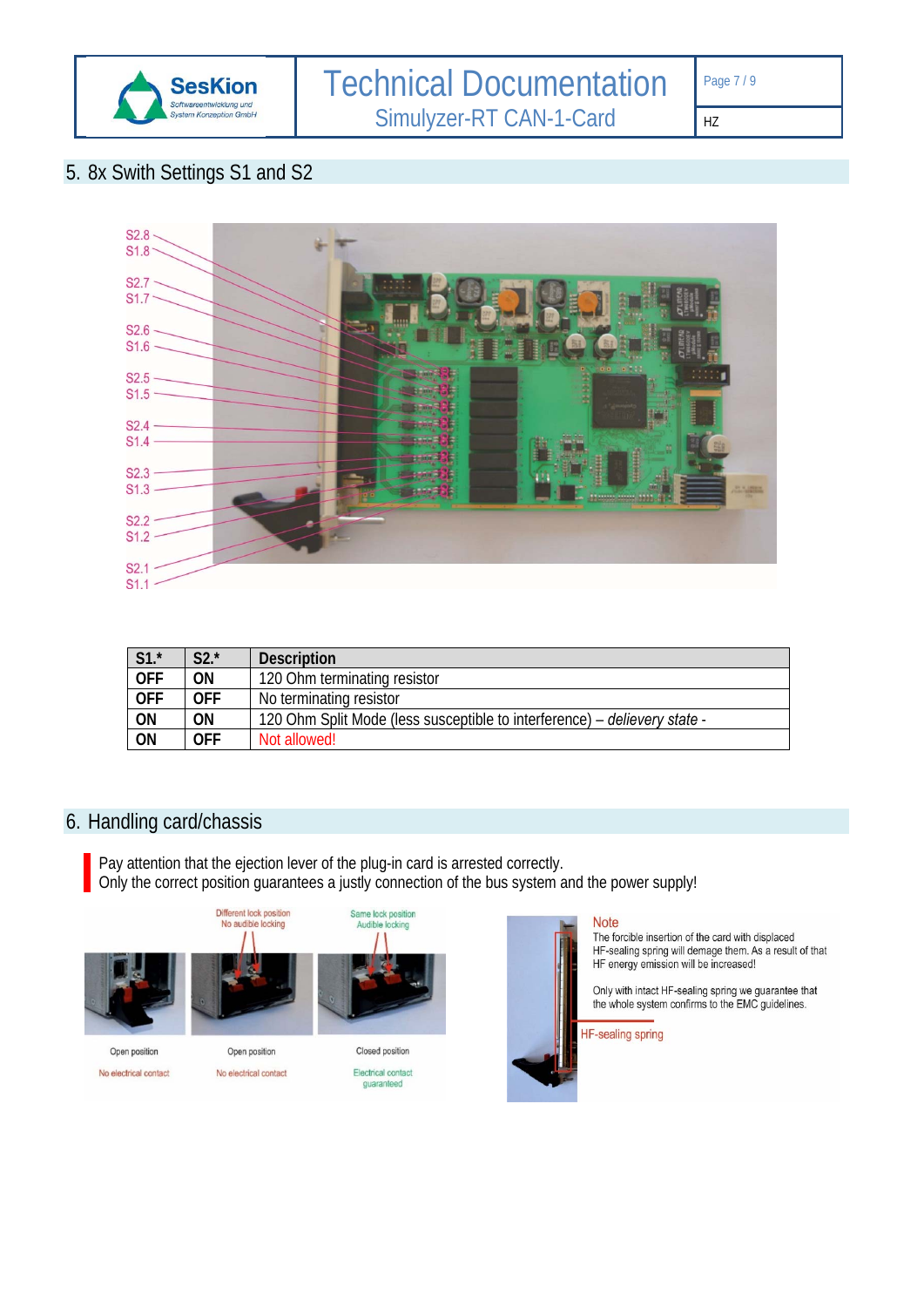## 5. 8x Swith Settings S1 and S2

S2.8
S1.8
S2.7
S1.7
S2.6
S1.6
S2.5
S1.5
S2.4
S1.4
S2.3
S1.3
S2.2
S1.2
S2.1
S1.1

| S1.* | S2.* | Description |
|---|---|---|
| OFF | ON | 120 Ohm terminating resistor |
| OFF | OFF | No terminating resistor |
| ON | ON | 120 Ohm Split Mode (less susceptible to interference) – *delievery state -* |
| ON | OFF | Not allowed! |

## 6. Handling card/chassis

Pay attention that the ejection lever of the plug-in card is arrested correctly.
Only the correct position guarantees a justly connection of the bus system and the power supply!

Different lock position
No audible locking

Same lock position
Audible locking

Open position
No electrical contact

Open position
No electrical contact

Closed position
Electrical contact guaranteed

**Note**

The forcible insertion of the card with displaced HF-sealing spring will damage them. As a result of that HF energy emission will be increased!

Only with intact HF-sealing spring we guarantee that the whole system confirms to the EMC guidelines.

HF-sealing spring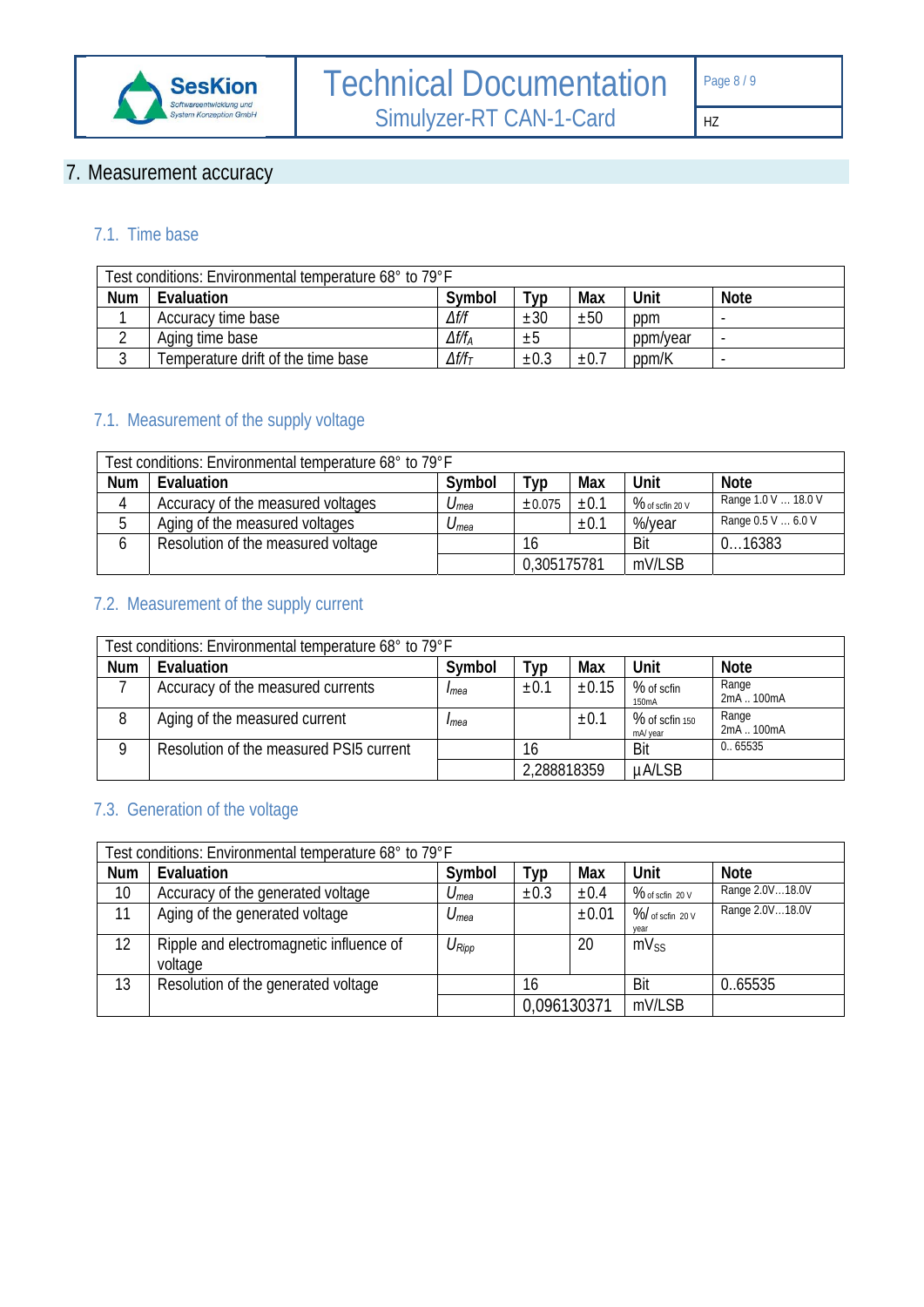# 7. Measurement accuracy

## 7.1. Time base

| Test conditions: Environmental temperature 68° to 79°F | | | | | | |
|---|---|---|---|---|---|---|
| **Num** | **Evaluation** | **Symbol** | **Typ** | **Max** | **Unit** | **Note** |
| 1 | Accuracy time base | $\Delta f/f$ | ±30 | ±50 | ppm | - |
| 2 | Aging time base | $\Delta f/f_A$ | ±5 | | ppm/year | - |
| 3 | Temperature drift of the time base | $\Delta f/f_T$ | ±0.3 | ±0.7 | ppm/K | - |

## 7.1. Measurement of the supply voltage

| Test conditions: Environmental temperature 68° to 79°F | | | | | | |
|---|---|---|---|---|---|---|
| **Num** | **Evaluation** | **Symbol** | **Typ** | **Max** | **Unit** | **Note** |
| 4 | Accuracy of the measured voltages | $U_{mea}$ | ±0.075 | ±0.1 | % of scfin 20 V | Range 1.0 V ... 18.0 V |
| 5 | Aging of the measured voltages | $U_{mea}$ | | ±0.1 | %/year | Range 0.5 V ... 6.0 V |
| 6 | Resolution of the measured voltage | | 16 | | Bit | 0…16383 |
| | | | 0,305175781 | | mV/LSB | |

## 7.2. Measurement of the supply current

| Test conditions: Environmental temperature 68° to 79°F | | | | | | |
|---|---|---|---|---|---|---|
| **Num** | **Evaluation** | **Symbol** | **Typ** | **Max** | **Unit** | **Note** |
| 7 | Accuracy of the measured currents | $I_{mea}$ | ±0.1 | ±0.15 | % of scfin 150mA | Range 2mA .. 100mA |
| 8 | Aging of the measured current | $I_{mea}$ | | ±0.1 | % of scfin 150 mA/ year | Range 2mA .. 100mA |
| 9 | Resolution of the measured PSI5 current | | 16 | | Bit | 0.. 65535 |
| | | | 2,288818359 | | µA/LSB | |

## 7.3. Generation of the voltage

| Test conditions: Environmental temperature 68° to 79°F | | | | | | |
|---|---|---|---|---|---|---|
| **Num** | **Evaluation** | **Symbol** | **Typ** | **Max** | **Unit** | **Note** |
| 10 | Accuracy of the generated voltage | $U_{mea}$ | ±0.3 | ±0.4 | % of scfin 20 V | Range 2.0V…18.0V |
| 11 | Aging of the generated voltage | $U_{mea}$ | | ±0.01 | %/ of scfin 20 V year | Range 2.0V…18.0V |
| 12 | Ripple and electromagnetic influence of voltage | $U_{Ripp}$ | | 20 | $mV_{SS}$ | |
| 13 | Resolution of the generated voltage | | 16 | | Bit | 0..65535 |
| | | | 0,096130371 | | mV/LSB | |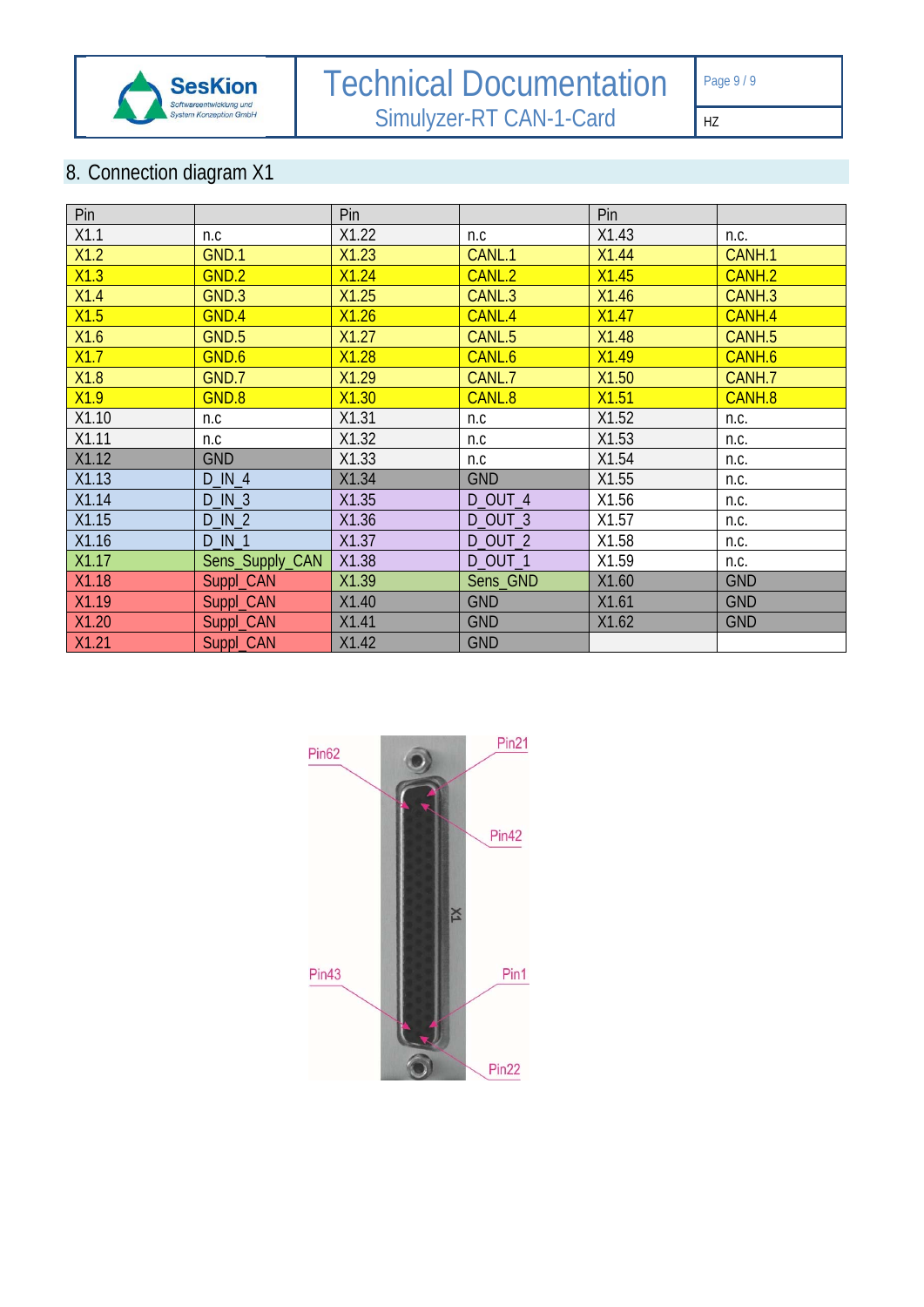## 8. Connection diagram X1

| Pin | | Pin | | Pin | |
|---|---|---|---|---|---|
| X1.1 | n.c | X1.22 | n.c | X1.43 | n.c. |
| X1.2 | GND.1 | X1.23 | CANL.1 | X1.44 | CANH.1 |
| X1.3 | GND.2 | X1.24 | CANL.2 | X1.45 | CANH.2 |
| X1.4 | GND.3 | X1.25 | CANL.3 | X1.46 | CANH.3 |
| X1.5 | GND.4 | X1.26 | CANL.4 | X1.47 | CANH.4 |
| X1.6 | GND.5 | X1.27 | CANL.5 | X1.48 | CANH.5 |
| X1.7 | GND.6 | X1.28 | CANL.6 | X1.49 | CANH.6 |
| X1.8 | GND.7 | X1.29 | CANL.7 | X1.50 | CANH.7 |
| X1.9 | GND.8 | X1.30 | CANL.8 | X1.51 | CANH.8 |
| X1.10 | n.c | X1.31 | n.c | X1.52 | n.c. |
| X1.11 | n.c | X1.32 | n.c | X1.53 | n.c. |
| X1.12 | GND | X1.33 | n.c | X1.54 | n.c. |
| X1.13 | D_IN_4 | X1.34 | GND | X1.55 | n.c. |
| X1.14 | D_IN_3 | X1.35 | D_OUT_4 | X1.56 | n.c. |
| X1.15 | D_IN_2 | X1.36 | D_OUT_3 | X1.57 | n.c. |
| X1.16 | D_IN_1 | X1.37 | D_OUT_2 | X1.58 | n.c. |
| X1.17 | Sens_Supply_CAN | X1.38 | D_OUT_1 | X1.59 | n.c. |
| X1.18 | Suppl_CAN | X1.39 | Sens_GND | X1.60 | GND |
| X1.19 | Suppl_CAN | X1.40 | GND | X1.61 | GND |
| X1.20 | Suppl_CAN | X1.41 | GND | X1.62 | GND |
| X1.21 | Suppl_CAN | X1.42 | GND | | |

Pin62
Pin21
Pin42
X1
Pin43
Pin1
Pin22